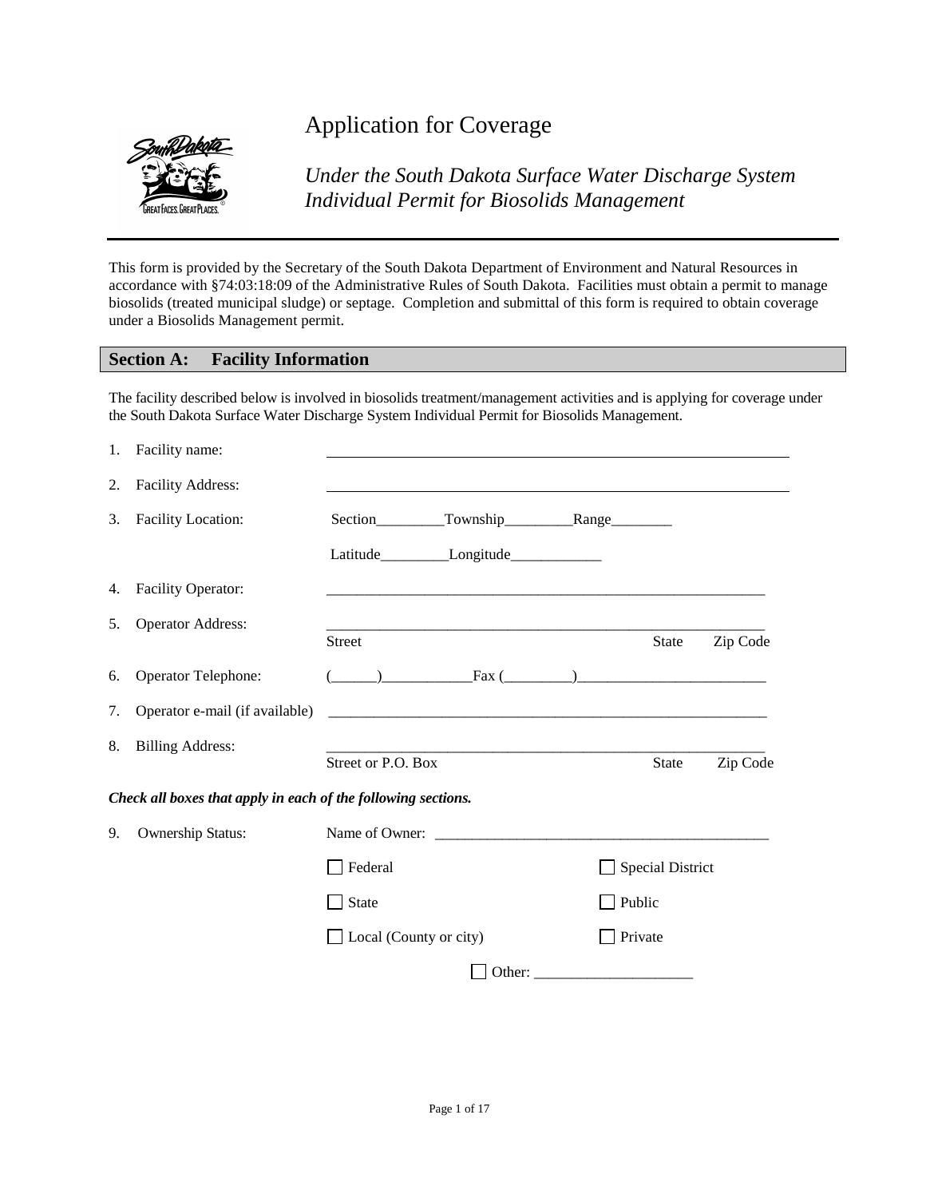# Application for Coverage

## *Under the South Dakota Surface Water Discharge System Individual Permit for Biosolids Management*

This form is provided by the Secretary of the South Dakota Department of Environment and Natural Resources in accordance with §74:03:18:09 of the Administrative Rules of South Dakota. Facilities must obtain a permit to manage biosolids (treated municipal sludge) or septage. Completion and submittal of this form is required to obtain coverage under a Biosolids Management permit.

## Section A: Facility Information

The facility described below is involved in biosolids treatment/management activities and is applying for coverage under the South Dakota Surface Water Discharge System Individual Permit for Biosolids Management.

1. Facility name: ______________________________

2. Facility Address: ______________________________

3. Facility Location: Section_________Township_________Range________

   Latitude_________Longitude____________

4. Facility Operator: ______________________________

5. Operator Address: ______________________________
   Street State Zip Code

6. Operator Telephone: (______)____________Fax (_________)_________________________

7. Operator e-mail (if available) ______________________________

8. Billing Address: ______________________________
   Street or P.O. Box State Zip Code

***Check all boxes that apply in each of the following sections.***

9. Ownership Status: Name of Owner: ______________________________

   ☐ Federal ☐ Special District

   ☐ State ☐ Public

   ☐ Local (County or city) ☐ Private

   ☐ Other: _____________________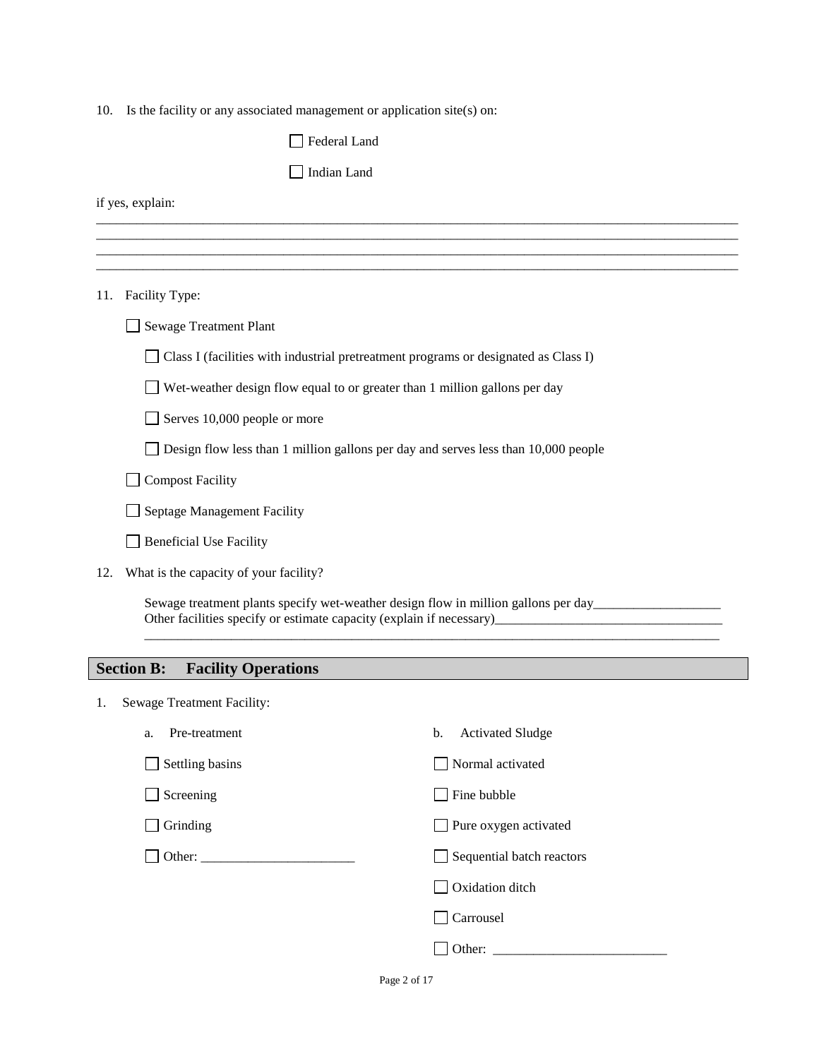10. Is the facility or any associated management or application site(s) on:

    - ☐ Federal Land
    - ☐ Indian Land

if yes, explain:

______________________________________________________________________________________________
______________________________________________________________________________________________
______________________________________________________________________________________________
______________________________________________________________________________________________

11. Facility Type:

    - ☐ Sewage Treatment Plant
        - ☐ Class I (facilities with industrial pretreatment programs or designated as Class I)
        - ☐ Wet-weather design flow equal to or greater than 1 million gallons per day
        - ☐ Serves 10,000 people or more
        - ☐ Design flow less than 1 million gallons per day and serves less than 10,000 people
    - ☐ Compost Facility
    - ☐ Septage Management Facility
    - ☐ Beneficial Use Facility

12. What is the capacity of your facility?

    Sewage treatment plants specify wet-weather design flow in million gallons per day__________________
    Other facilities specify or estimate capacity (explain if necessary)_________________________________
    ________________________________________________________________________________________

## Section B: Facility Operations

1. Sewage Treatment Facility:

    a. Pre-treatment

    - ☐ Settling basins
    - ☐ Screening
    - ☐ Grinding
    - ☐ Other: ______________________

    b. Activated Sludge

    - ☐ Normal activated
    - ☐ Fine bubble
    - ☐ Pure oxygen activated
    - ☐ Sequential batch reactors
    - ☐ Oxidation ditch
    - ☐ Carrousel
    - ☐ Other: _________________________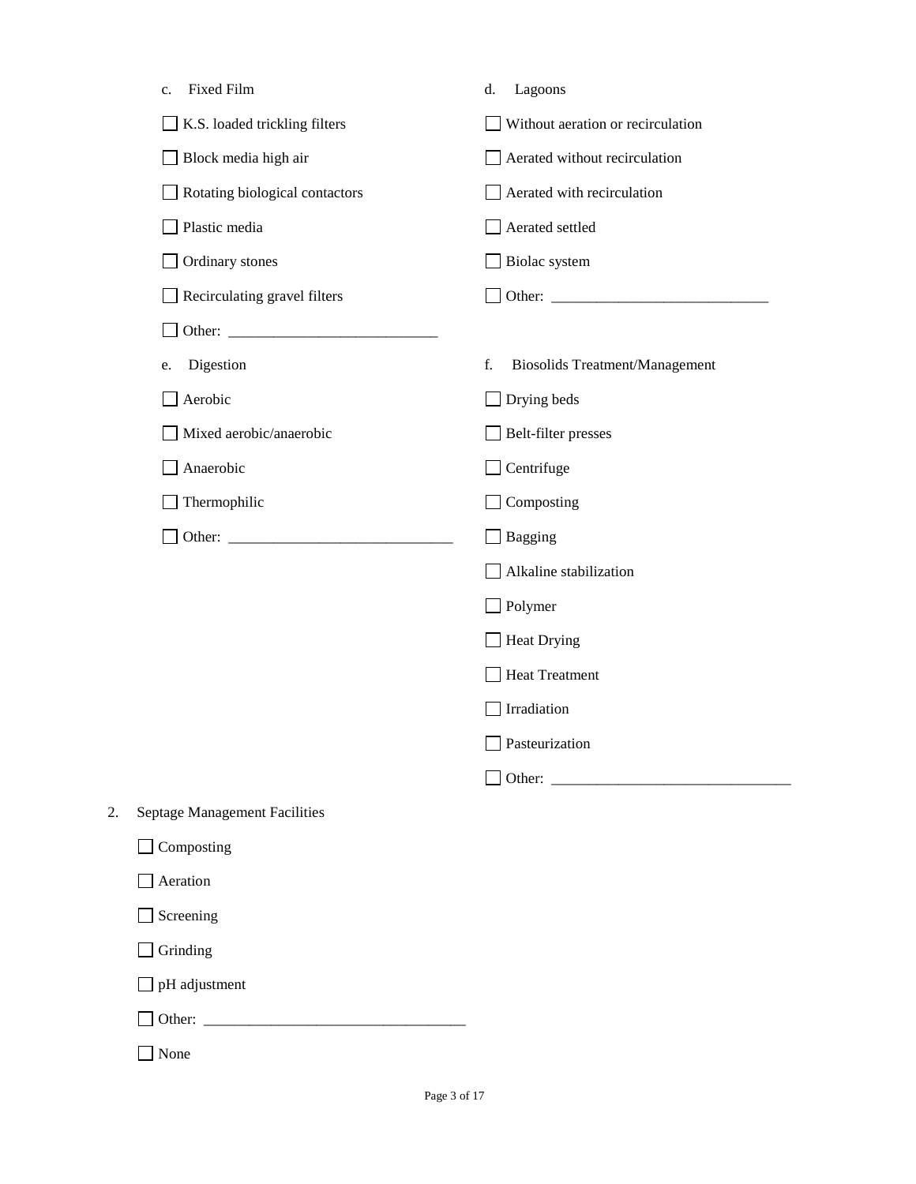c. Fixed Film

- ☐ K.S. loaded trickling filters
- ☐ Block media high air
- ☐ Rotating biological contactors
- ☐ Plastic media
- ☐ Ordinary stones
- ☐ Recirculating gravel filters
- ☐ Other: ___________________________

d. Lagoons

- ☐ Without aeration or recirculation
- ☐ Aerated without recirculation
- ☐ Aerated with recirculation
- ☐ Aerated settled
- ☐ Biolac system
- ☐ Other: _____________________________

e. Digestion

- ☐ Aerobic
- ☐ Mixed aerobic/anaerobic
- ☐ Anaerobic
- ☐ Thermophilic
- ☐ Other: _____________________________

f. Biosolids Treatment/Management

- ☐ Drying beds
- ☐ Belt-filter presses
- ☐ Centrifuge
- ☐ Composting
- ☐ Bagging
- ☐ Alkaline stabilization
- ☐ Polymer
- ☐ Heat Drying
- ☐ Heat Treatment
- ☐ Irradiation
- ☐ Pasteurization
- ☐ Other: _______________________________

2. Septage Management Facilities

- ☐ Composting
- ☐ Aeration
- ☐ Screening
- ☐ Grinding
- ☐ pH adjustment
- ☐ Other: __________________________________
- ☐ None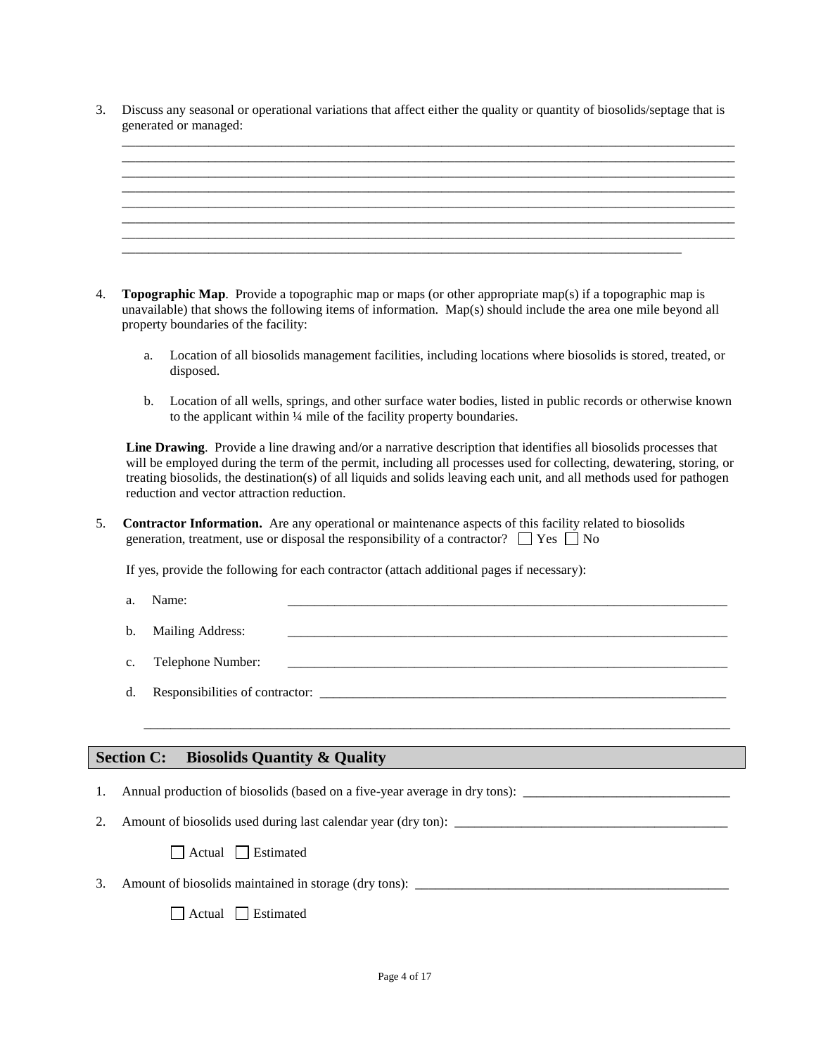3. Discuss any seasonal or operational variations that affect either the quality or quantity of biosolids/septage that is generated or managed:

_______________________________________________________________________________________
_______________________________________________________________________________________
_______________________________________________________________________________________
_______________________________________________________________________________________
_______________________________________________________________________________________
_______________________________________________________________________________________
_______________________________________________________________________________________
_______________________________________________________________________________

4. **Topographic Map**. Provide a topographic map or maps (or other appropriate map(s) if a topographic map is unavailable) that shows the following items of information. Map(s) should include the area one mile beyond all property boundaries of the facility:

   a. Location of all biosolids management facilities, including locations where biosolids is stored, treated, or disposed.

   b. Location of all wells, springs, and other surface water bodies, listed in public records or otherwise known to the applicant within ¼ mile of the facility property boundaries.

   **Line Drawing**. Provide a line drawing and/or a narrative description that identifies all biosolids processes that will be employed during the term of the permit, including all processes used for collecting, dewatering, storing, or treating biosolids, the destination(s) of all liquids and solids leaving each unit, and all methods used for pathogen reduction and vector attraction reduction.

5. **Contractor Information.** Are any operational or maintenance aspects of this facility related to biosolids generation, treatment, use or disposal the responsibility of a contractor? ☐ Yes ☐ No

   If yes, provide the following for each contractor (attach additional pages if necessary):

   a. Name: _______________________________________________________________

   b. Mailing Address: _______________________________________________________________

   c. Telephone Number: _______________________________________________________________

   d. Responsibilities of contractor: _______________________________________________________________

   _______________________________________________________________________________________

## Section C: Biosolids Quantity & Quality

1. Annual production of biosolids (based on a five-year average in dry tons): ______________________________

2. Amount of biosolids used during last calendar year (dry ton): ______________________________

   ☐ Actual ☐ Estimated

3. Amount of biosolids maintained in storage (dry tons): ______________________________

   ☐ Actual ☐ Estimated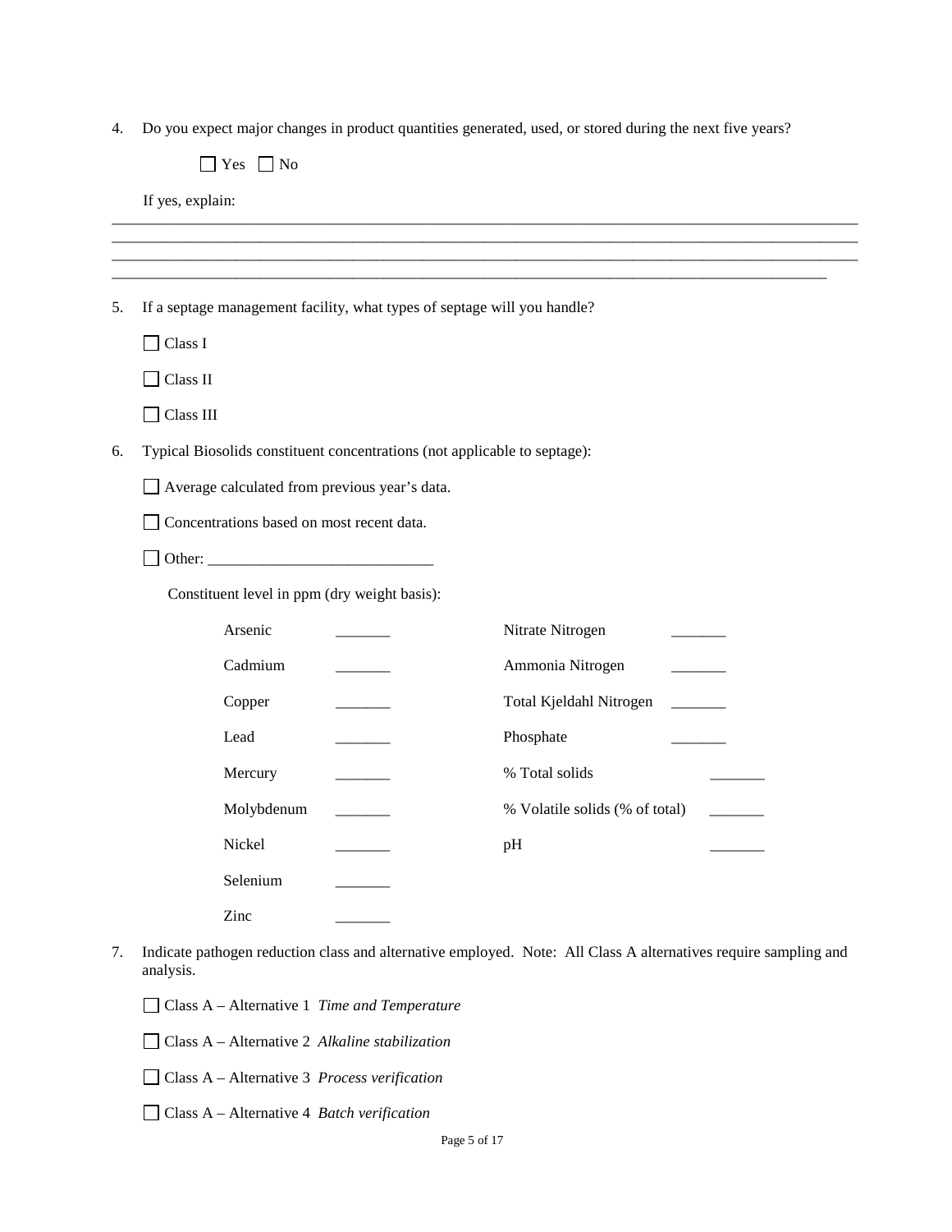4. Do you expect major changes in product quantities generated, used, or stored during the next five years?

☐ Yes ☐ No

If yes, explain:

_______________________________________________________________________________________________
_______________________________________________________________________________________________
_______________________________________________________________________________________________
_______________________________________________________________________________________________

5. If a septage management facility, what types of septage will you handle?

☐ Class I

☐ Class II

☐ Class III

6. Typical Biosolids constituent concentrations (not applicable to septage):

☐ Average calculated from previous year's data.

☐ Concentrations based on most recent data.

☐ Other: ____________________________

Constituent level in ppm (dry weight basis):

| | | | |
|---|---|---|---|
| Arsenic | _______ | Nitrate Nitrogen | _______ |
| Cadmium | _______ | Ammonia Nitrogen | _______ |
| Copper | _______ | Total Kjeldahl Nitrogen | _______ |
| Lead | _______ | Phosphate | _______ |
| Mercury | _______ | % Total solids | _______ |
| Molybdenum | _______ | % Volatile solids (% of total) | _______ |
| Nickel | _______ | pH | _______ |
| Selenium | _______ | | |
| Zinc | _______ | | |

7. Indicate pathogen reduction class and alternative employed. Note: All Class A alternatives require sampling and analysis.

☐ Class A – Alternative 1 *Time and Temperature*

☐ Class A – Alternative 2 *Alkaline stabilization*

☐ Class A – Alternative 3 *Process verification*

☐ Class A – Alternative 4 *Batch verification*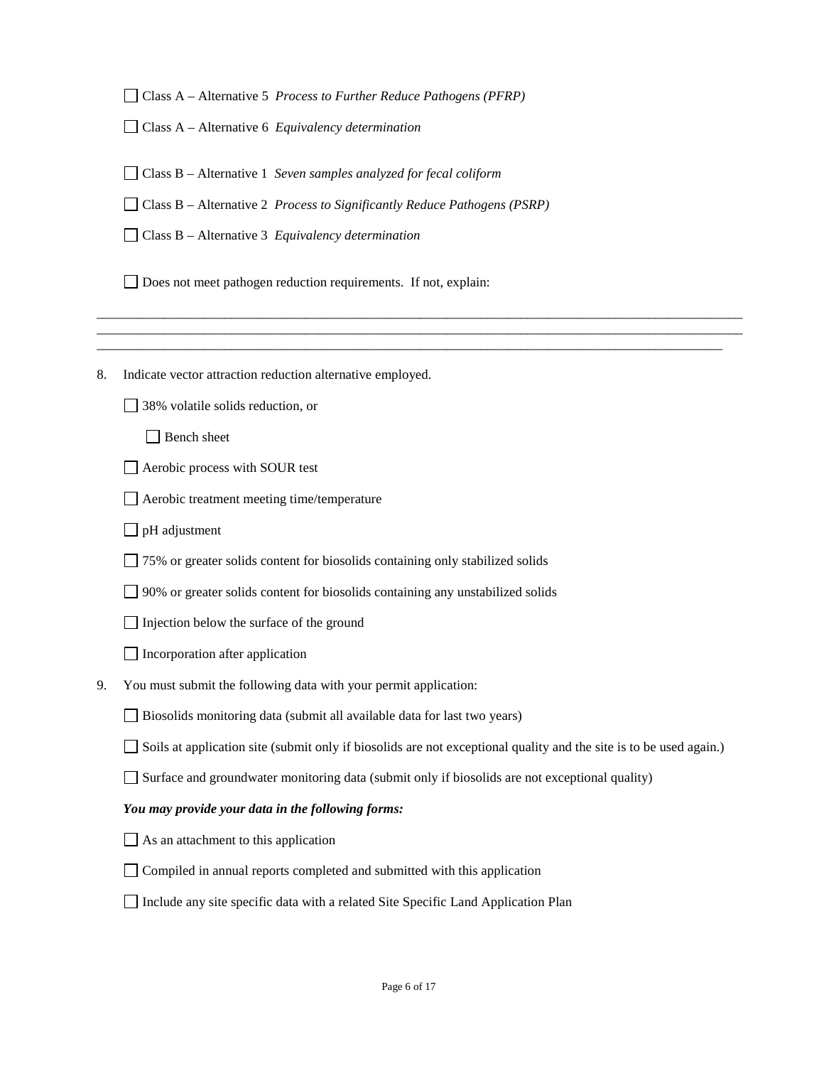☐ Class A – Alternative 5 *Process to Further Reduce Pathogens (PFRP)*

☐ Class A – Alternative 6 *Equivalency determination*

☐ Class B – Alternative 1 *Seven samples analyzed for fecal coliform*

☐ Class B – Alternative 2 *Process to Significantly Reduce Pathogens (PSRP)*

☐ Class B – Alternative 3 *Equivalency determination*

☐ Does not meet pathogen reduction requirements. If not, explain:

___________________________________________________________________________________________
___________________________________________________________________________________________
___________________________________________________________________________________________

8. Indicate vector attraction reduction alternative employed.

   ☐ 38% volatile solids reduction, or

      ☐ Bench sheet

   ☐ Aerobic process with SOUR test

   ☐ Aerobic treatment meeting time/temperature

   ☐ pH adjustment

   ☐ 75% or greater solids content for biosolids containing only stabilized solids

   ☐ 90% or greater solids content for biosolids containing any unstabilized solids

   ☐ Injection below the surface of the ground

   ☐ Incorporation after application

9. You must submit the following data with your permit application:

   ☐ Biosolids monitoring data (submit all available data for last two years)

   ☐ Soils at application site (submit only if biosolids are not exceptional quality and the site is to be used again.)

   ☐ Surface and groundwater monitoring data (submit only if biosolids are not exceptional quality)

   ***You may provide your data in the following forms:***

   ☐ As an attachment to this application

   ☐ Compiled in annual reports completed and submitted with this application

   ☐ Include any site specific data with a related Site Specific Land Application Plan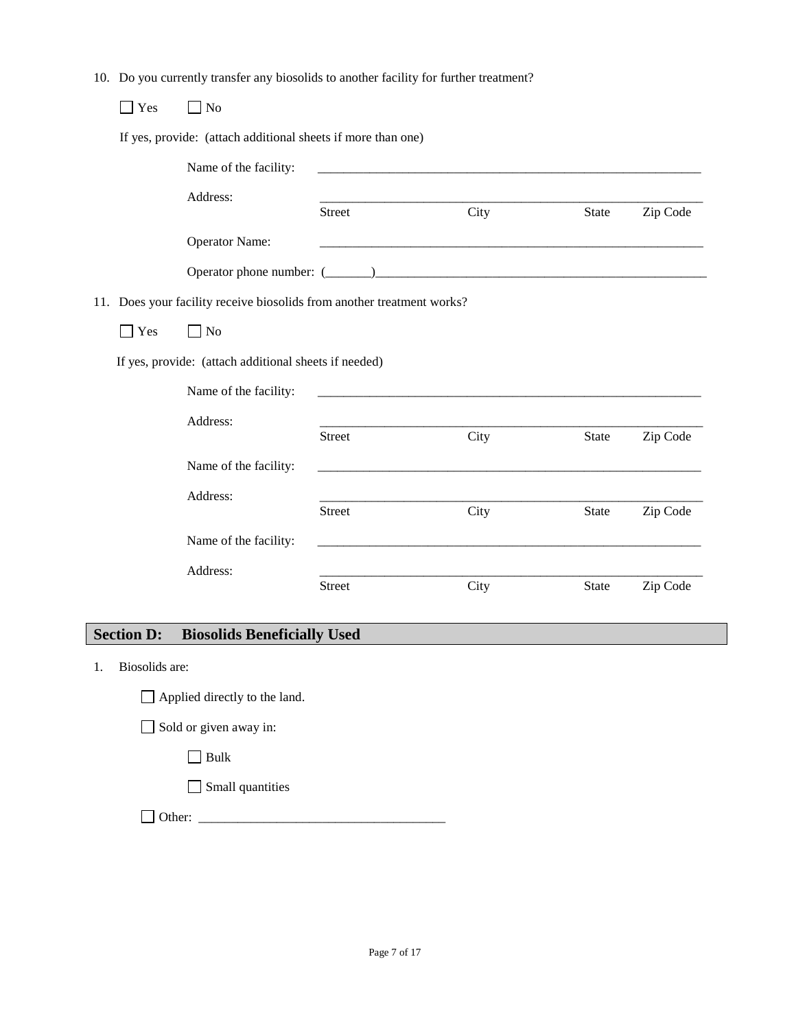10. Do you currently transfer any biosolids to another facility for further treatment?

☐ Yes ☐ No

If yes, provide: (attach additional sheets if more than one)

Name of the facility: ______________________________________________

Address: ______________________________________________
Street City State Zip Code

Operator Name: ______________________________________________

Operator phone number: (_______)______________________________________________

11. Does your facility receive biosolids from another treatment works?

☐ Yes ☐ No

If yes, provide: (attach additional sheets if needed)

Name of the facility: ______________________________________________

Address: ______________________________________________
Street City State Zip Code

Name of the facility: ______________________________________________

Address: ______________________________________________
Street City State Zip Code

Name of the facility: ______________________________________________

Address: ______________________________________________
Street City State Zip Code

## Section D: Biosolids Beneficially Used

1. Biosolids are:

   ☐ Applied directly to the land.

   ☐ Sold or given away in:

      ☐ Bulk

      ☐ Small quantities

   ☐ Other: ______________________________________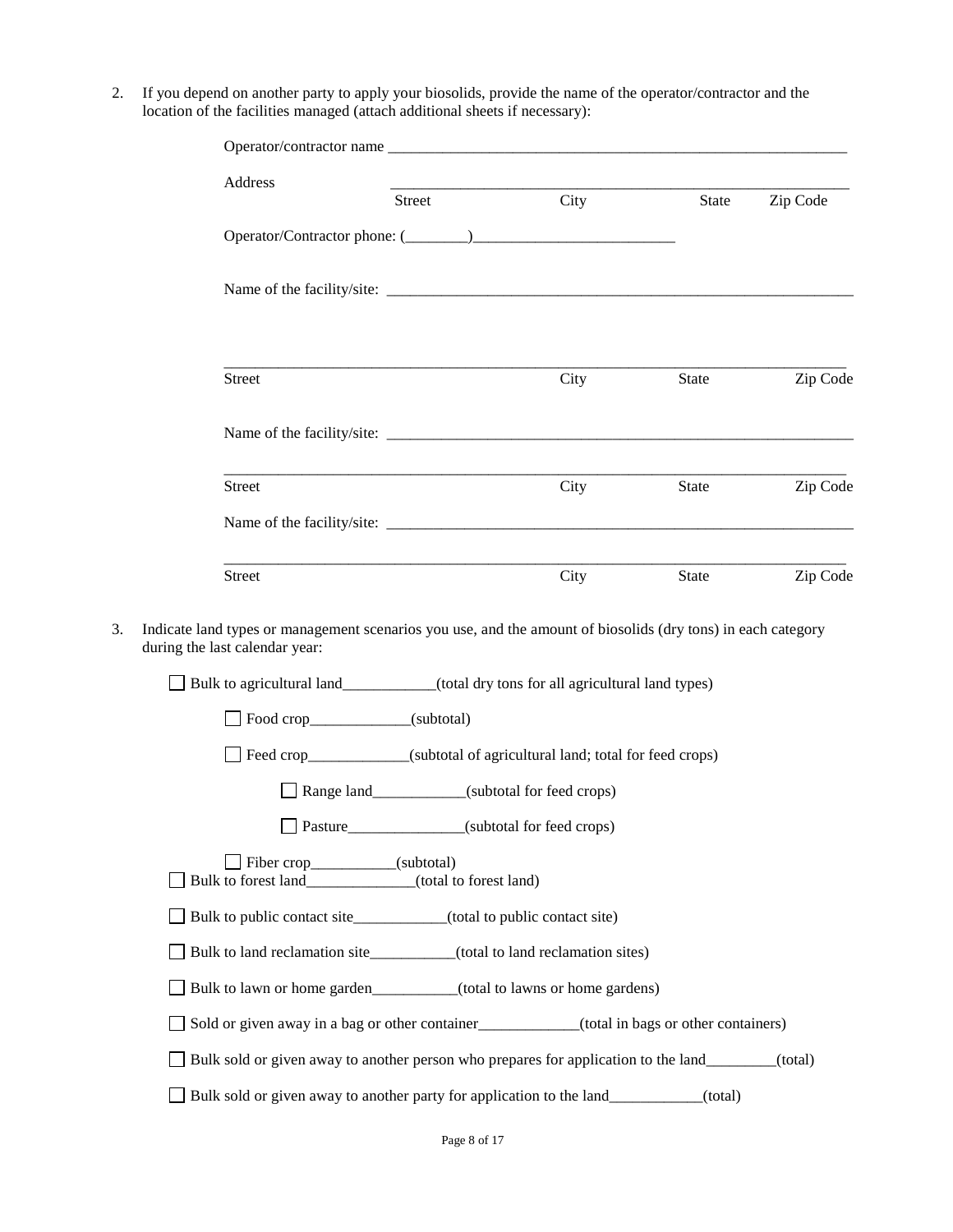2. If you depend on another party to apply your biosolids, provide the name of the operator/contractor and the location of the facilities managed (attach additional sheets if necessary):

   Operator/contractor name ______________________________________________________________

   Address ______________________________________________________________
   Street                City                State        Zip Code

   Operator/Contractor phone: (________)__________________________

   Name of the facility/site: ______________________________________________________________

   ______________________________________________________________________________
   Street                City                State                Zip Code

   Name of the facility/site: ______________________________________________________________

   ______________________________________________________________________________
   Street                City                State                Zip Code

   Name of the facility/site: ______________________________________________________________

   ______________________________________________________________________________
   Street                City                State                Zip Code

3. Indicate land types or management scenarios you use, and the amount of biosolids (dry tons) in each category during the last calendar year:

   ☐ Bulk to agricultural land____________(total dry tons for all agricultural land types)

   - ☐ Food crop_____________(subtotal)
   - ☐ Feed crop_____________(subtotal of agricultural land; total for feed crops)
     - ☐ Range land____________(subtotal for feed crops)
     - ☐ Pasture_______________(subtotal for feed crops)
   - ☐ Fiber crop___________(subtotal)

   ☐ Bulk to forest land______________(total to forest land)

   ☐ Bulk to public contact site____________(total to public contact site)

   ☐ Bulk to land reclamation site___________(total to land reclamation sites)

   ☐ Bulk to lawn or home garden___________(total to lawns or home gardens)

   ☐ Sold or given away in a bag or other container_____________(total in bags or other containers)

   ☐ Bulk sold or given away to another person who prepares for application to the land_________(total)

   ☐ Bulk sold or given away to another party for application to the land____________(total)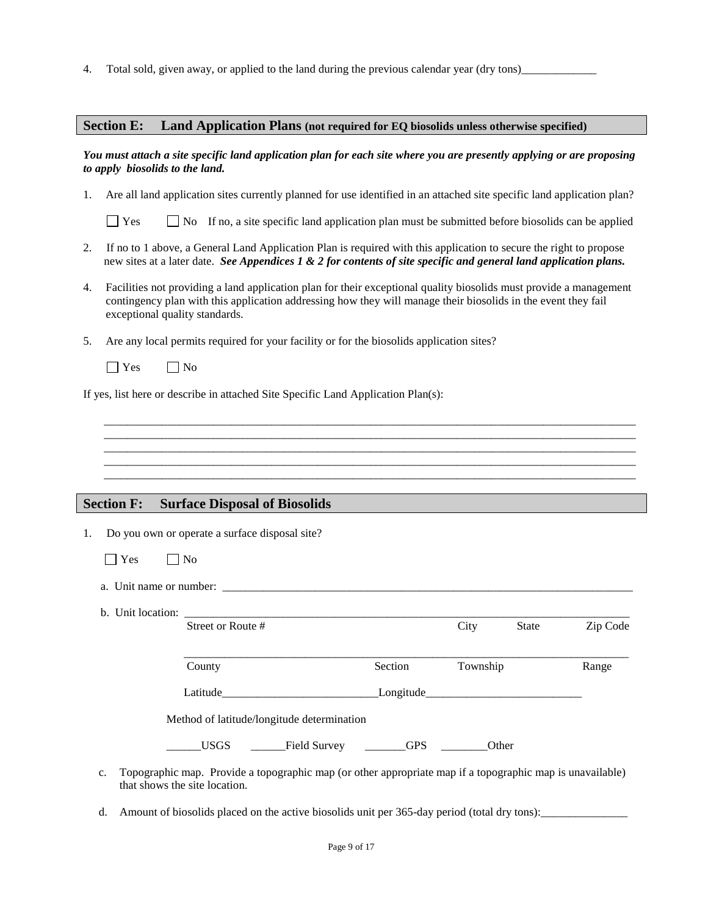4. Total sold, given away, or applied to the land during the previous calendar year (dry tons)_____________

## Section E: Land Application Plans (not required for EQ biosolids unless otherwise specified)

***You must attach a site specific land application plan for each site where you are presently applying or are proposing to apply biosolids to the land.***

1. Are all land application sites currently planned for use identified in an attached site specific land application plan?

   ☐ Yes ☐ No If no, a site specific land application plan must be submitted before biosolids can be applied

2. If no to 1 above, a General Land Application Plan is required with this application to secure the right to propose new sites at a later date. ***See Appendices 1 & 2 for contents of site specific and general land application plans.***

4. Facilities not providing a land application plan for their exceptional quality biosolids must provide a management contingency plan with this application addressing how they will manage their biosolids in the event they fail exceptional quality standards.

5. Are any local permits required for your facility or for the biosolids application sites?

   ☐ Yes ☐ No

If yes, list here or describe in attached Site Specific Land Application Plan(s):

_____________________________________________________________________________________
_____________________________________________________________________________________
_____________________________________________________________________________________
_____________________________________________________________________________________
_____________________________________________________________________________________

## Section F: Surface Disposal of Biosolids

1. Do you own or operate a surface disposal site?

   ☐ Yes ☐ No

   a. Unit name or number: _____________________________________________________________________

   b. Unit location: _____________________________________________________________________
      Street or Route # City State Zip Code

      _____________________________________________________________________
      County Section Township Range

      Latitude__________________________Longitude__________________________

      Method of latitude/longitude determination

      ______USGS ______Field Survey _______GPS ________Other

   c. Topographic map. Provide a topographic map (or other appropriate map if a topographic map is unavailable) that shows the site location.

   d. Amount of biosolids placed on the active biosolids unit per 365-day period (total dry tons):_______________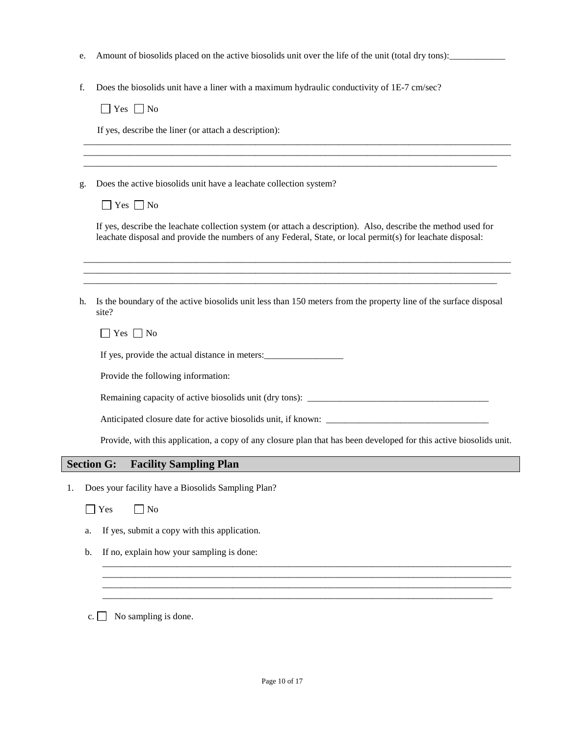e. Amount of biosolids placed on the active biosolids unit over the life of the unit (total dry tons):____________

f. Does the biosolids unit have a liner with a maximum hydraulic conductivity of 1E-7 cm/sec?

☐ Yes ☐ No

If yes, describe the liner (or attach a description):

______________________________________________________________________________________
______________________________________________________________________________________
______________________________________________________________________________________

g. Does the active biosolids unit have a leachate collection system?

☐ Yes ☐ No

If yes, describe the leachate collection system (or attach a description). Also, describe the method used for leachate disposal and provide the numbers of any Federal, State, or local permit(s) for leachate disposal:

______________________________________________________________________________________
______________________________________________________________________________________
______________________________________________________________________________________

h. Is the boundary of the active biosolids unit less than 150 meters from the property line of the surface disposal site?

☐ Yes ☐ No

If yes, provide the actual distance in meters:_________________

Provide the following information:

Remaining capacity of active biosolids unit (dry tons): ________________________________________

Anticipated closure date for active biosolids unit, if known: ___________________________________

Provide, with this application, a copy of any closure plan that has been developed for this active biosolids unit.

## Section G: Facility Sampling Plan

1. Does your facility have a Biosolids Sampling Plan?

☐ Yes ☐ No

a. If yes, submit a copy with this application.

b. If no, explain how your sampling is done:

______________________________________________________________________________________
______________________________________________________________________________________
______________________________________________________________________________________
______________________________________________________________________________________

c. ☐ No sampling is done.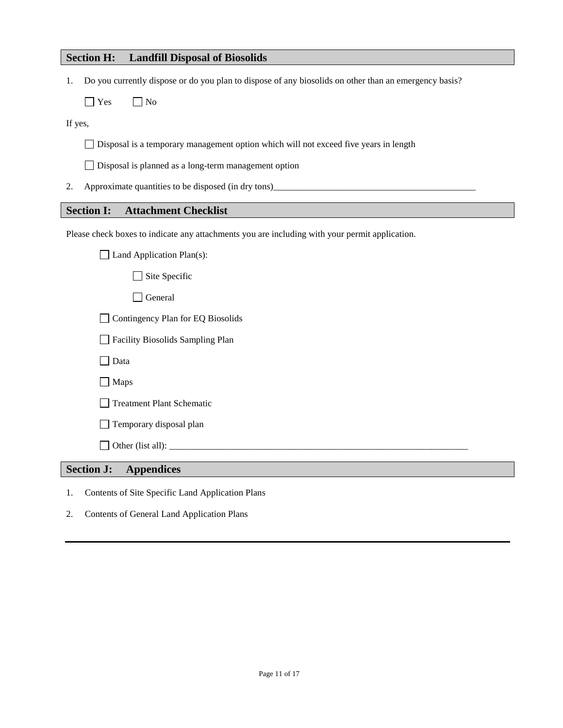## Section H: Landfill Disposal of Biosolids

1. Do you currently dispose or do you plan to dispose of any biosolids on other than an emergency basis?

   ☐ Yes ☐ No

If yes,

☐ Disposal is a temporary management option which will not exceed five years in length

☐ Disposal is planned as a long-term management option

2. Approximate quantities to be disposed (in dry tons)_____________________________________________

## Section I: Attachment Checklist

Please check boxes to indicate any attachments you are including with your permit application.

☐ Land Application Plan(s):

  ☐ Site Specific

  ☐ General

☐ Contingency Plan for EQ Biosolids

☐ Facility Biosolids Sampling Plan

☐ Data

☐ Maps

☐ Treatment Plant Schematic

☐ Temporary disposal plan

☐ Other (list all): ____________________________________________________________________

## Section J: Appendices

1. Contents of Site Specific Land Application Plans
2. Contents of General Land Application Plans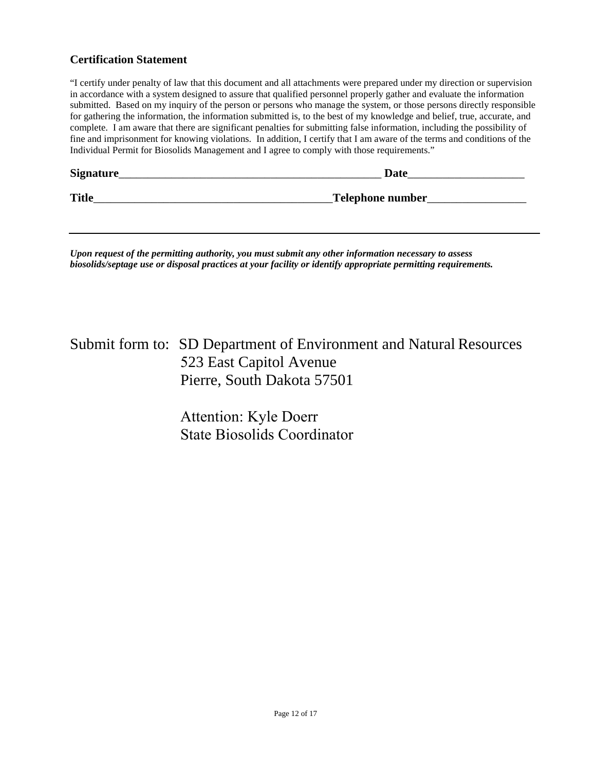### Certification Statement

"I certify under penalty of law that this document and all attachments were prepared under my direction or supervision in accordance with a system designed to assure that qualified personnel properly gather and evaluate the information submitted. Based on my inquiry of the person or persons who manage the system, or those persons directly responsible for gathering the information, the information submitted is, to the best of my knowledge and belief, true, accurate, and complete. I am aware that there are significant penalties for submitting false information, including the possibility of fine and imprisonment for knowing violations. In addition, I certify that I am aware of the terms and conditions of the Individual Permit for Biosolids Management and I agree to comply with those requirements."

**Signature**_______________________________________________ **Date**____________________

**Title**__________________________________________**Telephone number**_________________

---

***Upon request of the permitting authority, you must submit any other information necessary to assess biosolids/septage use or disposal practices at your facility or identify appropriate permitting requirements.***

Submit form to: SD Department of Environment and Natural Resources
523 East Capitol Avenue
Pierre, South Dakota 57501

Attention: Kyle Doerr
State Biosolids Coordinator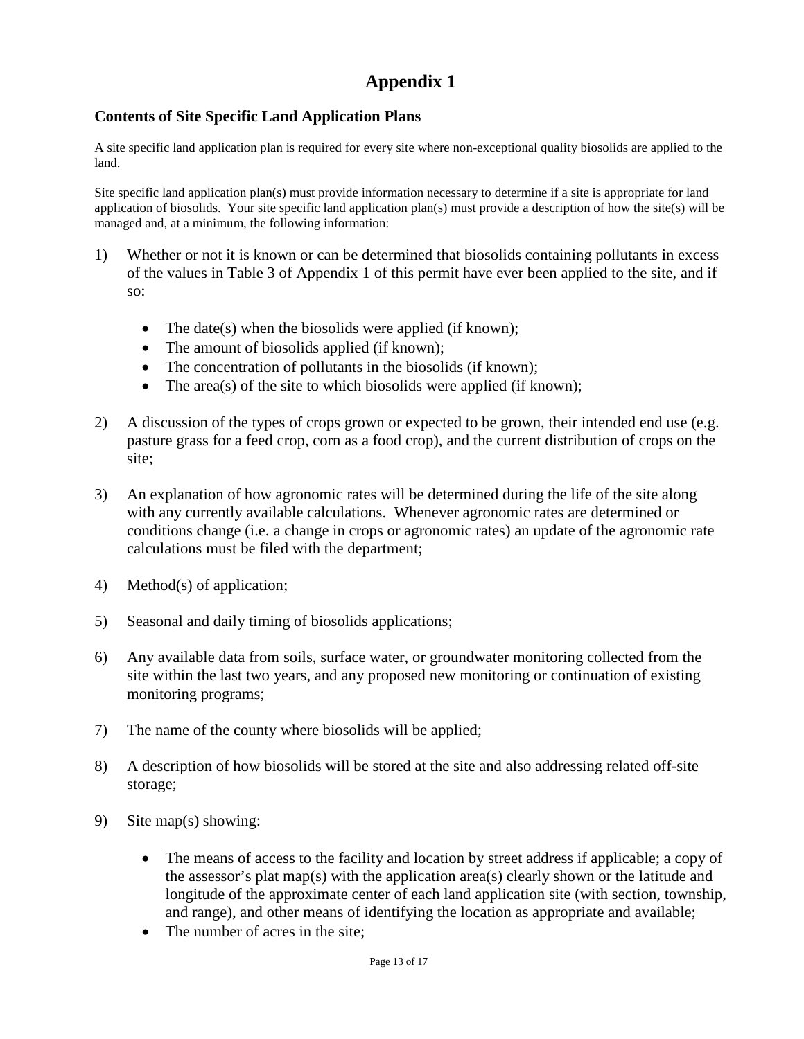# Appendix 1

### Contents of Site Specific Land Application Plans

A site specific land application plan is required for every site where non-exceptional quality biosolids are applied to the land.

Site specific land application plan(s) must provide information necessary to determine if a site is appropriate for land application of biosolids. Your site specific land application plan(s) must provide a description of how the site(s) will be managed and, at a minimum, the following information:

1) Whether or not it is known or can be determined that biosolids containing pollutants in excess of the values in Table 3 of Appendix 1 of this permit have ever been applied to the site, and if so:

   - The date(s) when the biosolids were applied (if known);
   - The amount of biosolids applied (if known);
   - The concentration of pollutants in the biosolids (if known);
   - The area(s) of the site to which biosolids were applied (if known);

2) A discussion of the types of crops grown or expected to be grown, their intended end use (e.g. pasture grass for a feed crop, corn as a food crop), and the current distribution of crops on the site;

3) An explanation of how agronomic rates will be determined during the life of the site along with any currently available calculations. Whenever agronomic rates are determined or conditions change (i.e. a change in crops or agronomic rates) an update of the agronomic rate calculations must be filed with the department;

4) Method(s) of application;

5) Seasonal and daily timing of biosolids applications;

6) Any available data from soils, surface water, or groundwater monitoring collected from the site within the last two years, and any proposed new monitoring or continuation of existing monitoring programs;

7) The name of the county where biosolids will be applied;

8) A description of how biosolids will be stored at the site and also addressing related off-site storage;

9) Site map(s) showing:

   - The means of access to the facility and location by street address if applicable; a copy of the assessor's plat map(s) with the application area(s) clearly shown or the latitude and longitude of the approximate center of each land application site (with section, township, and range), and other means of identifying the location as appropriate and available;
   - The number of acres in the site;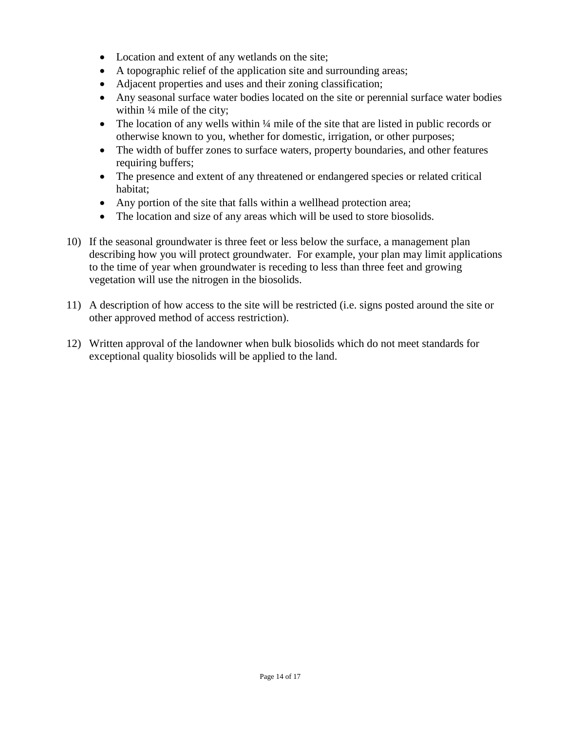- Location and extent of any wetlands on the site;
- A topographic relief of the application site and surrounding areas;
- Adjacent properties and uses and their zoning classification;
- Any seasonal surface water bodies located on the site or perennial surface water bodies within ¼ mile of the city;
- The location of any wells within ¼ mile of the site that are listed in public records or otherwise known to you, whether for domestic, irrigation, or other purposes;
- The width of buffer zones to surface waters, property boundaries, and other features requiring buffers;
- The presence and extent of any threatened or endangered species or related critical habitat;
- Any portion of the site that falls within a wellhead protection area;
- The location and size of any areas which will be used to store biosolids.

10) If the seasonal groundwater is three feet or less below the surface, a management plan describing how you will protect groundwater. For example, your plan may limit applications to the time of year when groundwater is receding to less than three feet and growing vegetation will use the nitrogen in the biosolids.

11) A description of how access to the site will be restricted (i.e. signs posted around the site or other approved method of access restriction).

12) Written approval of the landowner when bulk biosolids which do not meet standards for exceptional quality biosolids will be applied to the land.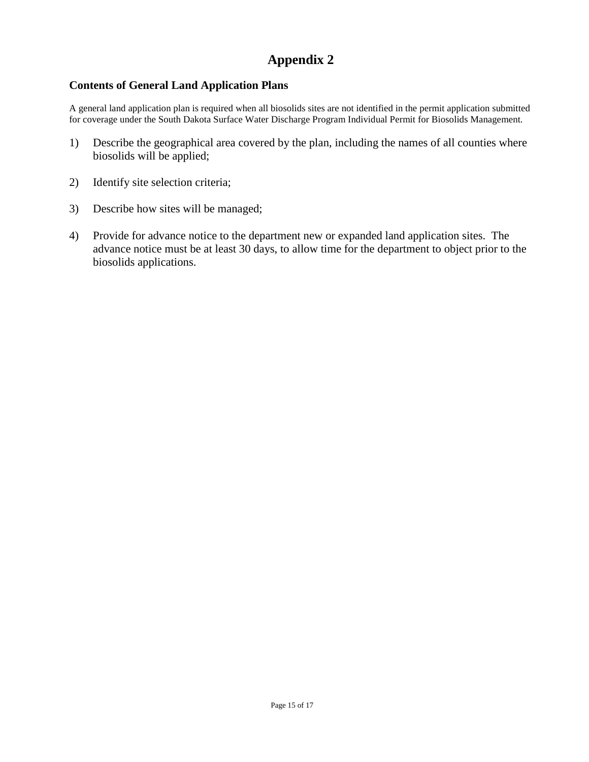# Appendix 2

### Contents of General Land Application Plans

A general land application plan is required when all biosolids sites are not identified in the permit application submitted for coverage under the South Dakota Surface Water Discharge Program Individual Permit for Biosolids Management.

1) Describe the geographical area covered by the plan, including the names of all counties where biosolids will be applied;

2) Identify site selection criteria;

3) Describe how sites will be managed;

4) Provide for advance notice to the department new or expanded land application sites. The advance notice must be at least 30 days, to allow time for the department to object prior to the biosolids applications.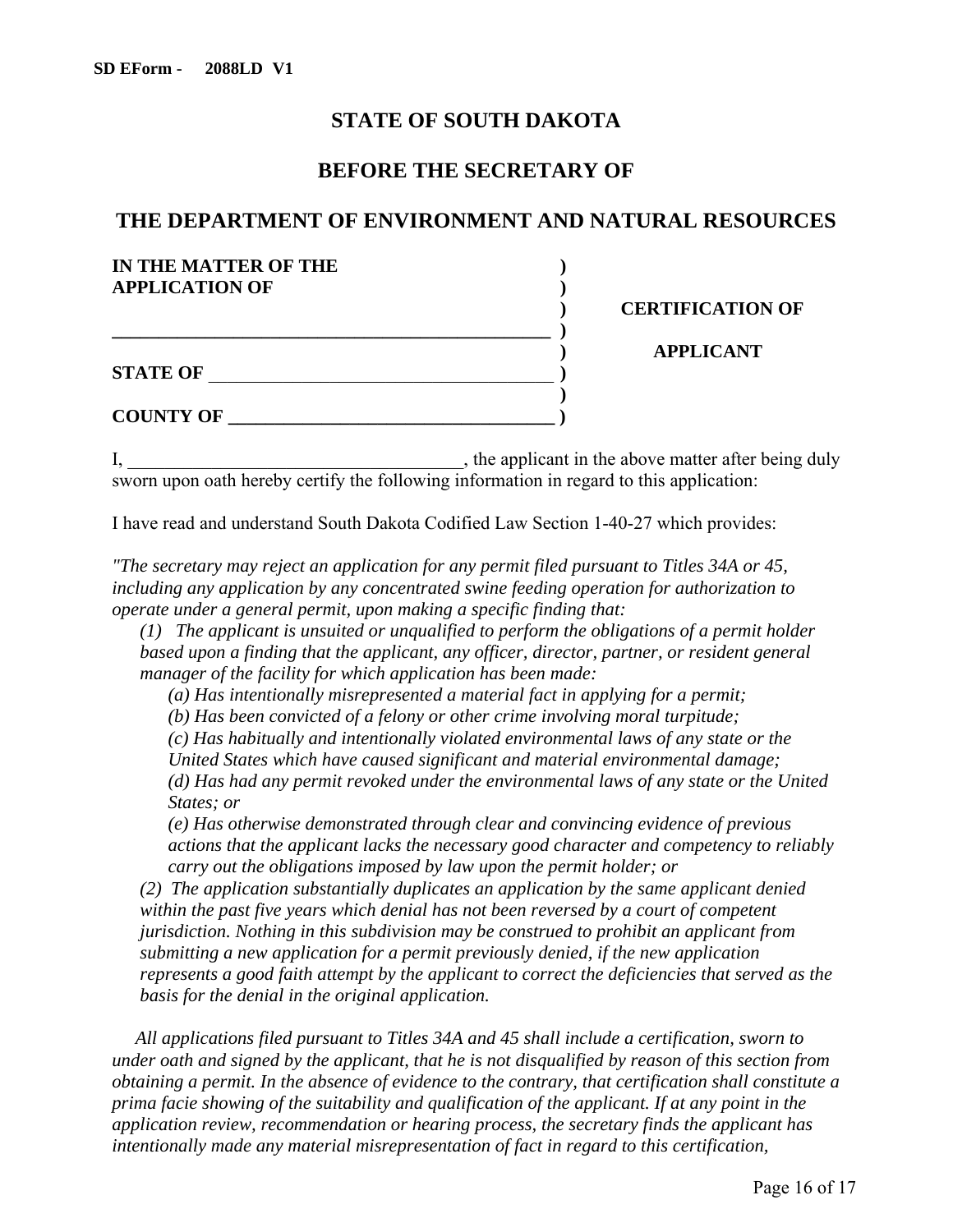**SD EForm - 2088LD V1**

# STATE OF SOUTH DAKOTA

## BEFORE THE SECRETARY OF

## THE DEPARTMENT OF ENVIRONMENT AND NATURAL RESOURCES

| | | |
|---|---|---|
| **IN THE MATTER OF THE** | **)** | |
| **APPLICATION OF** | **)** | |
| | **)** | **CERTIFICATION OF** |
| **\_\_\_\_\_\_\_\_\_\_\_\_\_\_\_\_\_\_\_\_\_\_\_\_\_\_\_\_\_\_\_\_\_\_\_\_\_\_\_\_\_\_\_\_** | **)** | |
| | **)** | **APPLICANT** |
| **STATE OF** \_\_\_\_\_\_\_\_\_\_\_\_\_\_\_\_\_\_\_\_\_\_\_\_\_\_\_\_\_\_\_\_\_\_\_ | **)** | |
| | **)** | |
| **COUNTY OF** \_\_\_\_\_\_\_\_\_\_\_\_\_\_\_\_\_\_\_\_\_\_\_\_\_\_\_\_\_\_\_\_\_\_ | **)** | |

I, \_\_\_\_\_\_\_\_\_\_\_\_\_\_\_\_\_\_\_\_\_\_\_\_\_\_\_\_\_\_\_\_\_\_\_\_\_, the applicant in the above matter after being duly sworn upon oath hereby certify the following information in regard to this application:

I have read and understand South Dakota Codified Law Section 1-40-27 which provides:

*"The secretary may reject an application for any permit filed pursuant to Titles 34A or 45, including any application by any concentrated swine feeding operation for authorization to operate under a general permit, upon making a specific finding that:*

*(1) The applicant is unsuited or unqualified to perform the obligations of a permit holder based upon a finding that the applicant, any officer, director, partner, or resident general manager of the facility for which application has been made:*

*(a) Has intentionally misrepresented a material fact in applying for a permit;*

*(b) Has been convicted of a felony or other crime involving moral turpitude;*

*(c) Has habitually and intentionally violated environmental laws of any state or the United States which have caused significant and material environmental damage;*

*(d) Has had any permit revoked under the environmental laws of any state or the United States; or*

*(e) Has otherwise demonstrated through clear and convincing evidence of previous actions that the applicant lacks the necessary good character and competency to reliably carry out the obligations imposed by law upon the permit holder; or*

*(2) The application substantially duplicates an application by the same applicant denied within the past five years which denial has not been reversed by a court of competent jurisdiction. Nothing in this subdivision may be construed to prohibit an applicant from submitting a new application for a permit previously denied, if the new application represents a good faith attempt by the applicant to correct the deficiencies that served as the basis for the denial in the original application.*

*All applications filed pursuant to Titles 34A and 45 shall include a certification, sworn to under oath and signed by the applicant, that he is not disqualified by reason of this section from obtaining a permit. In the absence of evidence to the contrary, that certification shall constitute a prima facie showing of the suitability and qualification of the applicant. If at any point in the application review, recommendation or hearing process, the secretary finds the applicant has intentionally made any material misrepresentation of fact in regard to this certification,*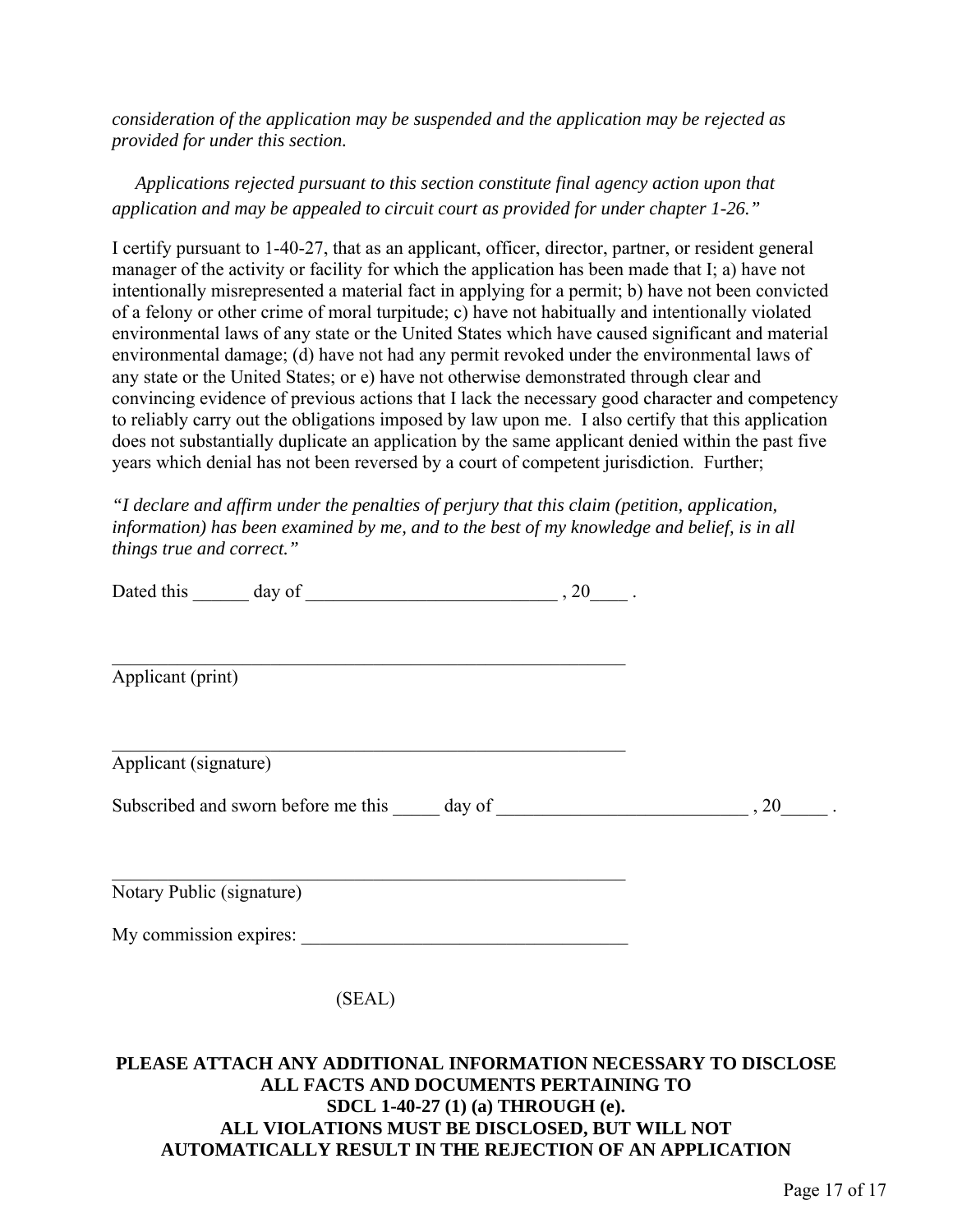*consideration of the application may be suspended and the application may be rejected as provided for under this section.*

*Applications rejected pursuant to this section constitute final agency action upon that application and may be appealed to circuit court as provided for under chapter 1-26."*

I certify pursuant to 1-40-27, that as an applicant, officer, director, partner, or resident general manager of the activity or facility for which the application has been made that I; a) have not intentionally misrepresented a material fact in applying for a permit; b) have not been convicted of a felony or other crime of moral turpitude; c) have not habitually and intentionally violated environmental laws of any state or the United States which have caused significant and material environmental damage; (d) have not had any permit revoked under the environmental laws of any state or the United States; or e) have not otherwise demonstrated through clear and convincing evidence of previous actions that I lack the necessary good character and competency to reliably carry out the obligations imposed by law upon me. I also certify that this application does not substantially duplicate an application by the same applicant denied within the past five years which denial has not been reversed by a court of competent jurisdiction. Further;

*"I declare and affirm under the penalties of perjury that this claim (petition, application, information) has been examined by me, and to the best of my knowledge and belief, is in all things true and correct."*

Dated this ______ day of ___________________________ , 20____ .

___________________________________________________________

Applicant (print)

___________________________________________________________

Applicant (signature)

Subscribed and sworn before me this _____ day of ___________________________ , 20_____ .

___________________________________________________________

Notary Public (signature)

My commission expires: ___________________________________

(SEAL)

**PLEASE ATTACH ANY ADDITIONAL INFORMATION NECESSARY TO DISCLOSE ALL FACTS AND DOCUMENTS PERTAINING TO SDCL 1-40-27 (1) (a) THROUGH (e). ALL VIOLATIONS MUST BE DISCLOSED, BUT WILL NOT AUTOMATICALLY RESULT IN THE REJECTION OF AN APPLICATION**